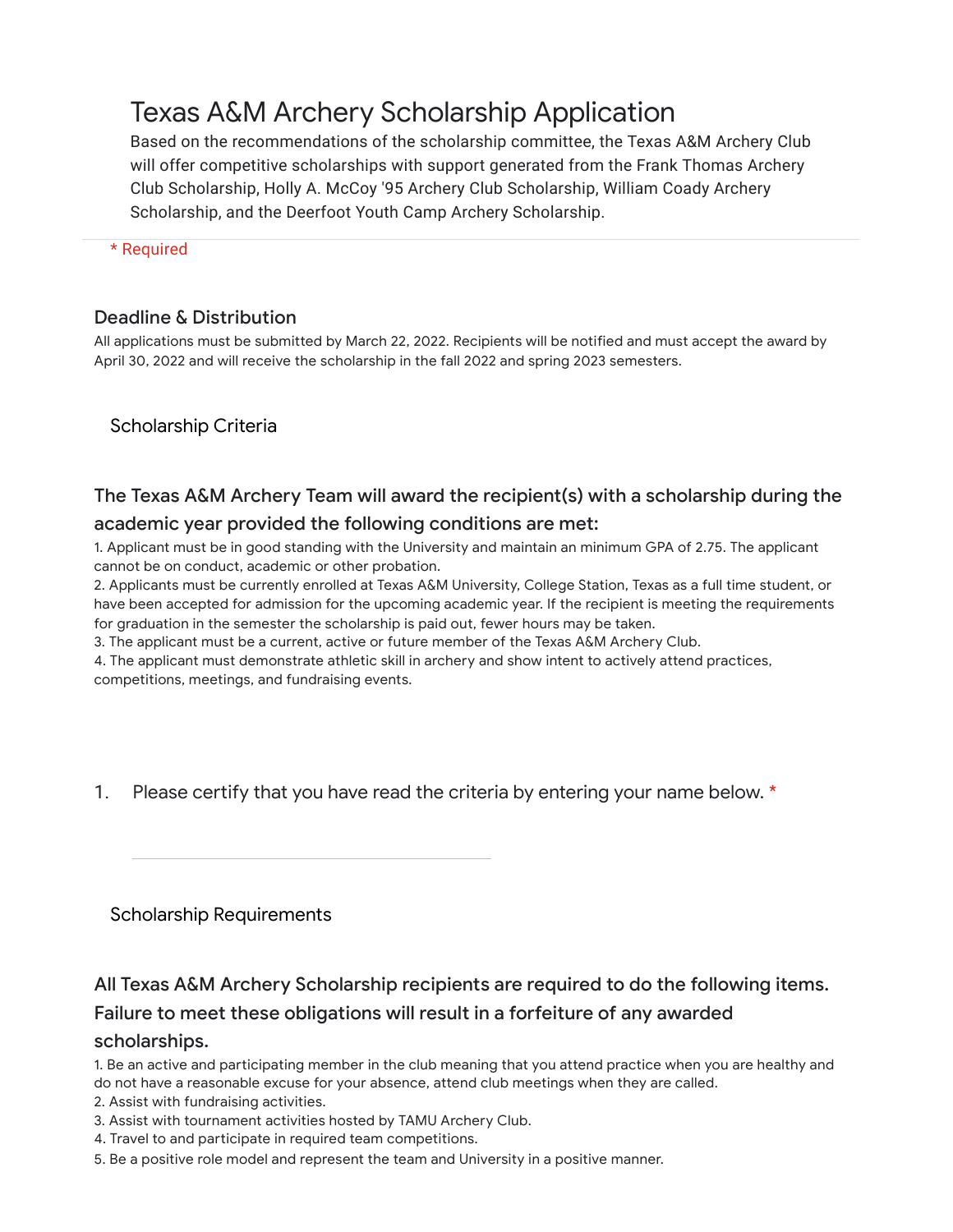# Texas A&M Archery Scholarship Application

Based on the recommendations of the scholarship committee, the Texas A&M Archery Club will offer competitive scholarships with support generated from the Frank Thomas Archery Club Scholarship, Holly A. McCoy '95 Archery Club Scholarship, William Coady Archery Scholarship, and the Deerfoot Youth Camp Archery Scholarship.

\* Required

### Deadline & Distribution

All applications must be submitted by March 22, 2022. Recipients will be notified and must accept the award by April 30, 2022 and will receive the scholarship in the fall 2022 and spring 2023 semesters.

## Scholarship Criteria

### The Texas A&M Archery Team will award the recipient(s) with a scholarship during the academic year provided the following conditions are met:

1. Applicant must be in good standing with the University and maintain an minimum GPA of 2.75. The applicant cannot be on conduct, academic or other probation.
2. Applicants must be currently enrolled at Texas A&M University, College Station, Texas as a full time student, or have been accepted for admission for the upcoming academic year. If the recipient is meeting the requirements for graduation in the semester the scholarship is paid out, fewer hours may be taken.
3. The applicant must be a current, active or future member of the Texas A&M Archery Club.
4. The applicant must demonstrate athletic skill in archery and show intent to actively attend practices, competitions, meetings, and fundraising events.

1. Please certify that you have read the criteria by entering your name below. *

_______________________________

## Scholarship Requirements

### All Texas A&M Archery Scholarship recipients are required to do the following items. Failure to meet these obligations will result in a forfeiture of any awarded scholarships.

1. Be an active and participating member in the club meaning that you attend practice when you are healthy and do not have a reasonable excuse for your absence, attend club meetings when they are called.
2. Assist with fundraising activities.
3. Assist with tournament activities hosted by TAMU Archery Club.
4. Travel to and participate in required team competitions.
5. Be a positive role model and represent the team and University in a positive manner.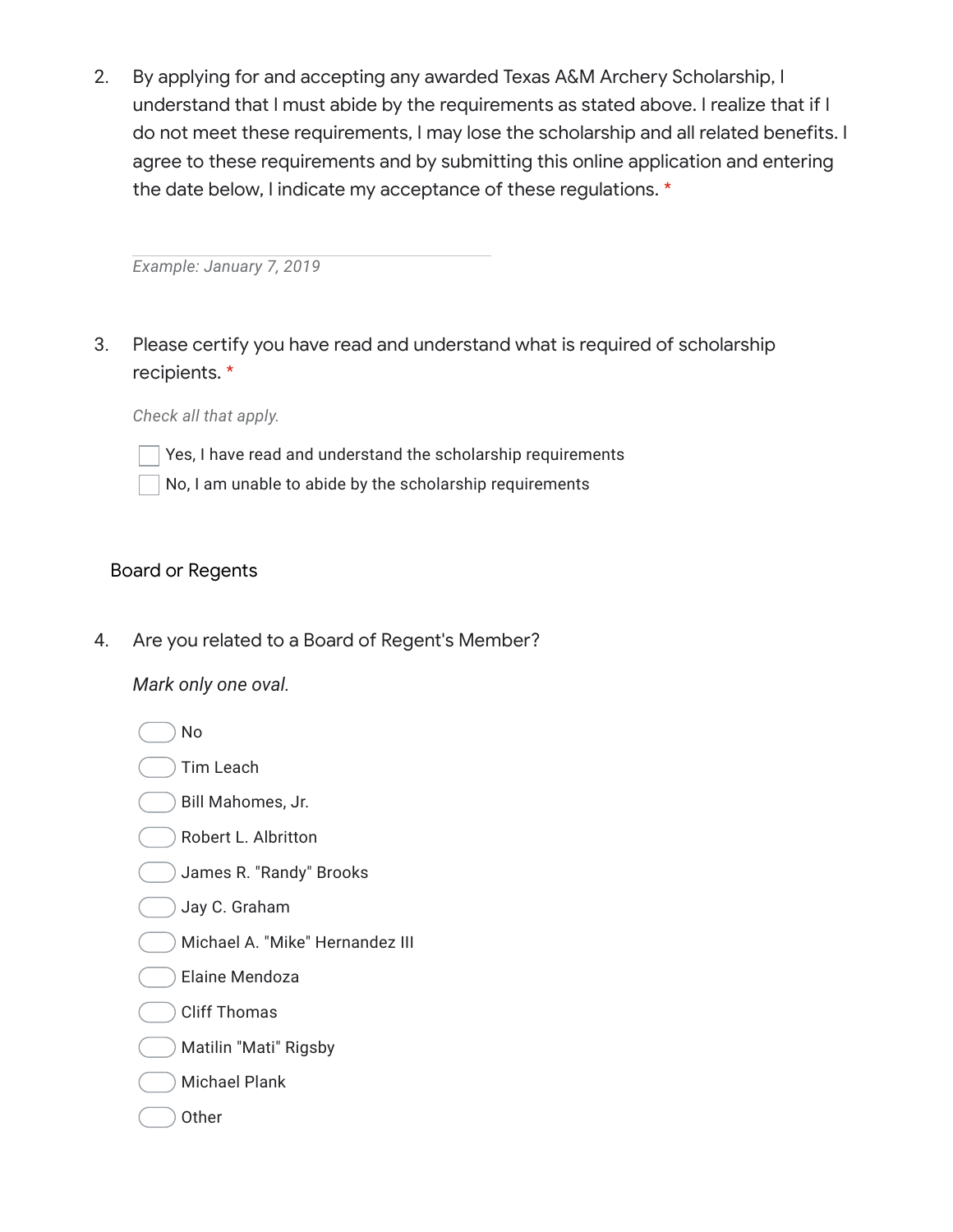2. By applying for and accepting any awarded Texas A&M Archery Scholarship, I understand that I must abide by the requirements as stated above. I realize that if I do not meet these requirements, I may lose the scholarship and all related benefits. I agree to these requirements and by submitting this online application and entering the date below, I indicate my acceptance of these regulations. *

   _______________________________________

   *Example: January 7, 2019*

3. Please certify you have read and understand what is required of scholarship recipients. *

   *Check all that apply.*

   - [ ] Yes, I have read and understand the scholarship requirements
   - [ ] No, I am unable to abide by the scholarship requirements

## Board or Regents

4. Are you related to a Board of Regent's Member?

   *Mark only one oval.*

   - ( ) No
   - ( ) Tim Leach
   - ( ) Bill Mahomes, Jr.
   - ( ) Robert L. Albritton
   - ( ) James R. "Randy" Brooks
   - ( ) Jay C. Graham
   - ( ) Michael A. "Mike" Hernandez III
   - ( ) Elaine Mendoza
   - ( ) Cliff Thomas
   - ( ) Matilin "Mati" Rigsby
   - ( ) Michael Plank
   - ( ) Other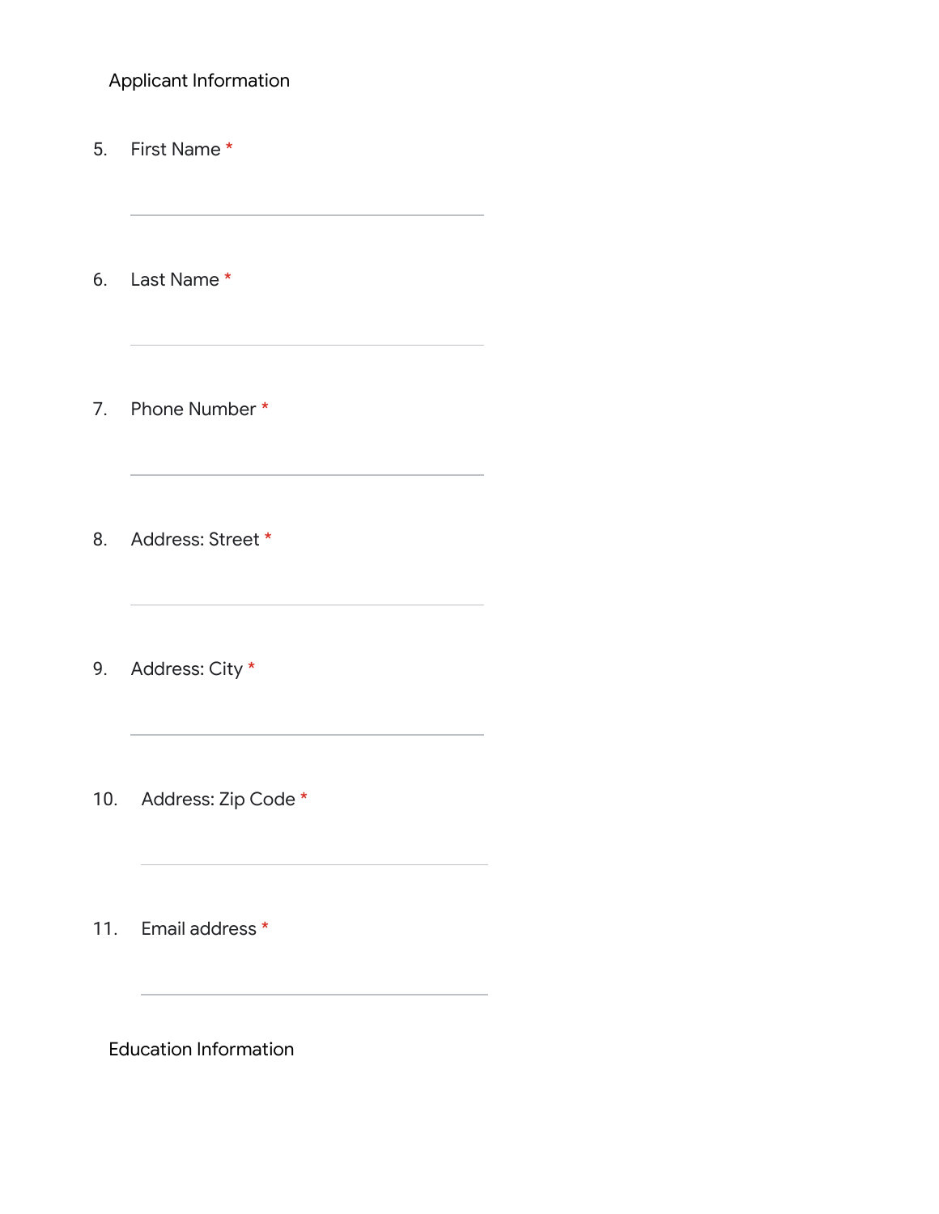## Applicant Information

5. First Name *

6. Last Name *

7. Phone Number *

8. Address: Street *

9. Address: City *

10. Address: Zip Code *

11. Email address *

## Education Information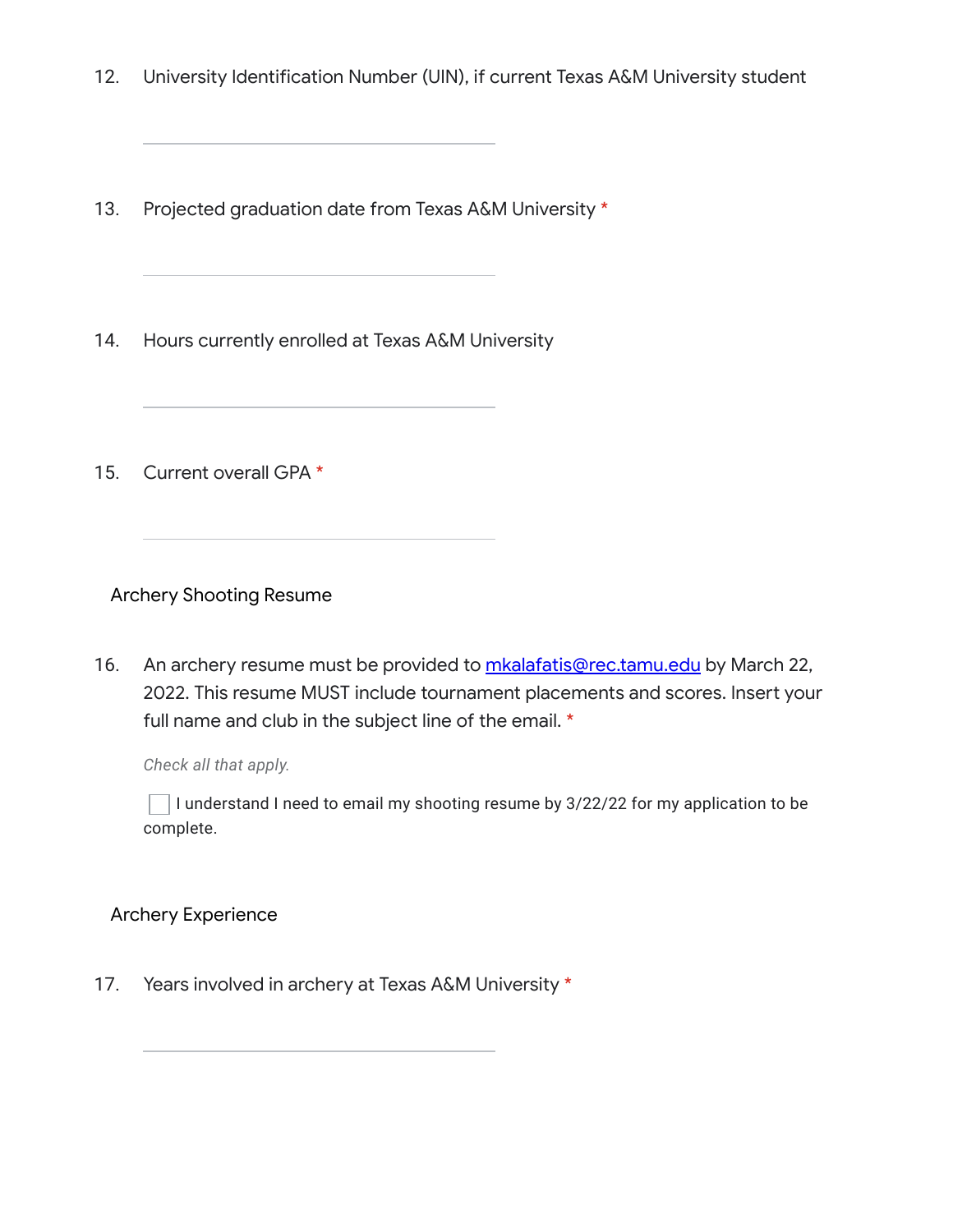12. University Identification Number (UIN), if current Texas A&M University student

\_\_\_\_\_\_\_\_\_\_\_\_\_\_\_\_\_\_\_\_\_\_\_\_\_\_\_\_\_\_\_\_

13. Projected graduation date from Texas A&M University *

\_\_\_\_\_\_\_\_\_\_\_\_\_\_\_\_\_\_\_\_\_\_\_\_\_\_\_\_\_\_\_\_

14. Hours currently enrolled at Texas A&M University

\_\_\_\_\_\_\_\_\_\_\_\_\_\_\_\_\_\_\_\_\_\_\_\_\_\_\_\_\_\_\_\_

15. Current overall GPA *

\_\_\_\_\_\_\_\_\_\_\_\_\_\_\_\_\_\_\_\_\_\_\_\_\_\_\_\_\_\_\_\_

## Archery Shooting Resume

16. An archery resume must be provided to [mkalafatis@rec.tamu.edu](mailto:mkalafatis@rec.tamu.edu) by March 22, 2022. This resume MUST include tournament placements and scores. Insert your full name and club in the subject line of the email. *

*Check all that apply.*

- [ ] I understand I need to email my shooting resume by 3/22/22 for my application to be complete.

## Archery Experience

17. Years involved in archery at Texas A&M University *

\_\_\_\_\_\_\_\_\_\_\_\_\_\_\_\_\_\_\_\_\_\_\_\_\_\_\_\_\_\_\_\_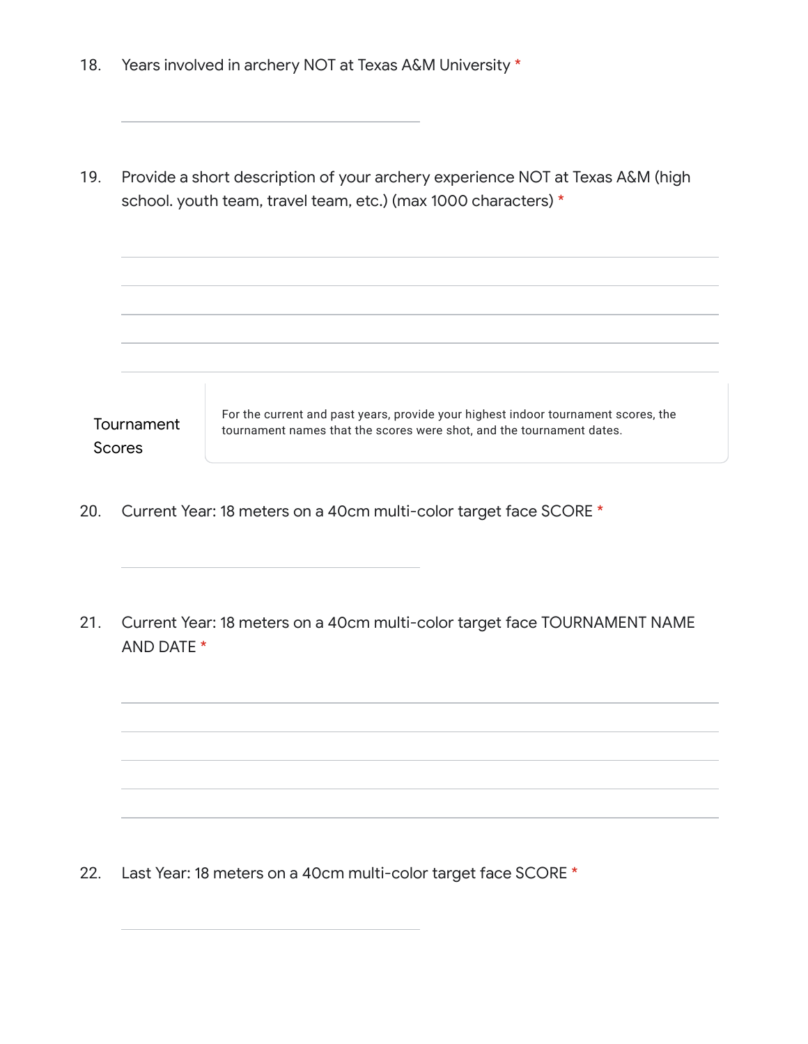18. Years involved in archery NOT at Texas A&M University *

19. Provide a short description of your archery experience NOT at Texas A&M (high school. youth team, travel team, etc.) (max 1000 characters) *

## Tournament Scores

For the current and past years, provide your highest indoor tournament scores, the tournament names that the scores were shot, and the tournament dates.

20. Current Year: 18 meters on a 40cm multi-color target face SCORE *

21. Current Year: 18 meters on a 40cm multi-color target face TOURNAMENT NAME AND DATE *

22. Last Year: 18 meters on a 40cm multi-color target face SCORE *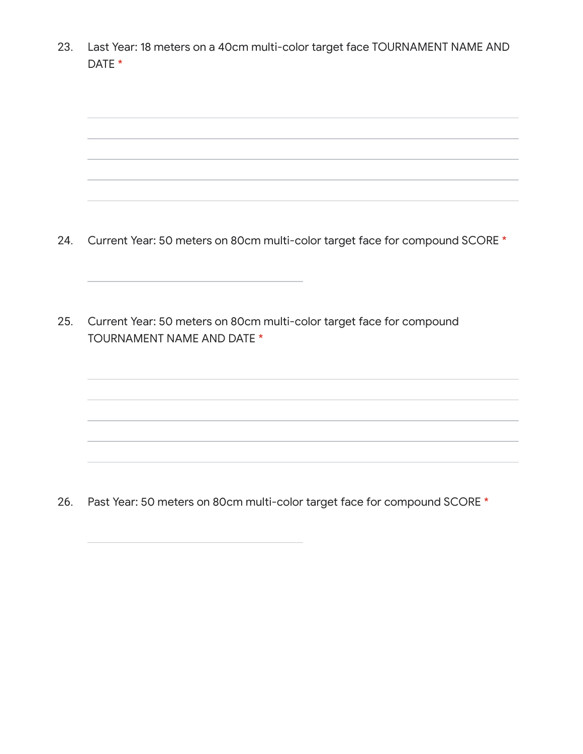23. Last Year: 18 meters on a 40cm multi-color target face TOURNAMENT NAME AND DATE *

24. Current Year: 50 meters on 80cm multi-color target face for compound SCORE *

25. Current Year: 50 meters on 80cm multi-color target face for compound TOURNAMENT NAME AND DATE *

26. Past Year: 50 meters on 80cm multi-color target face for compound SCORE *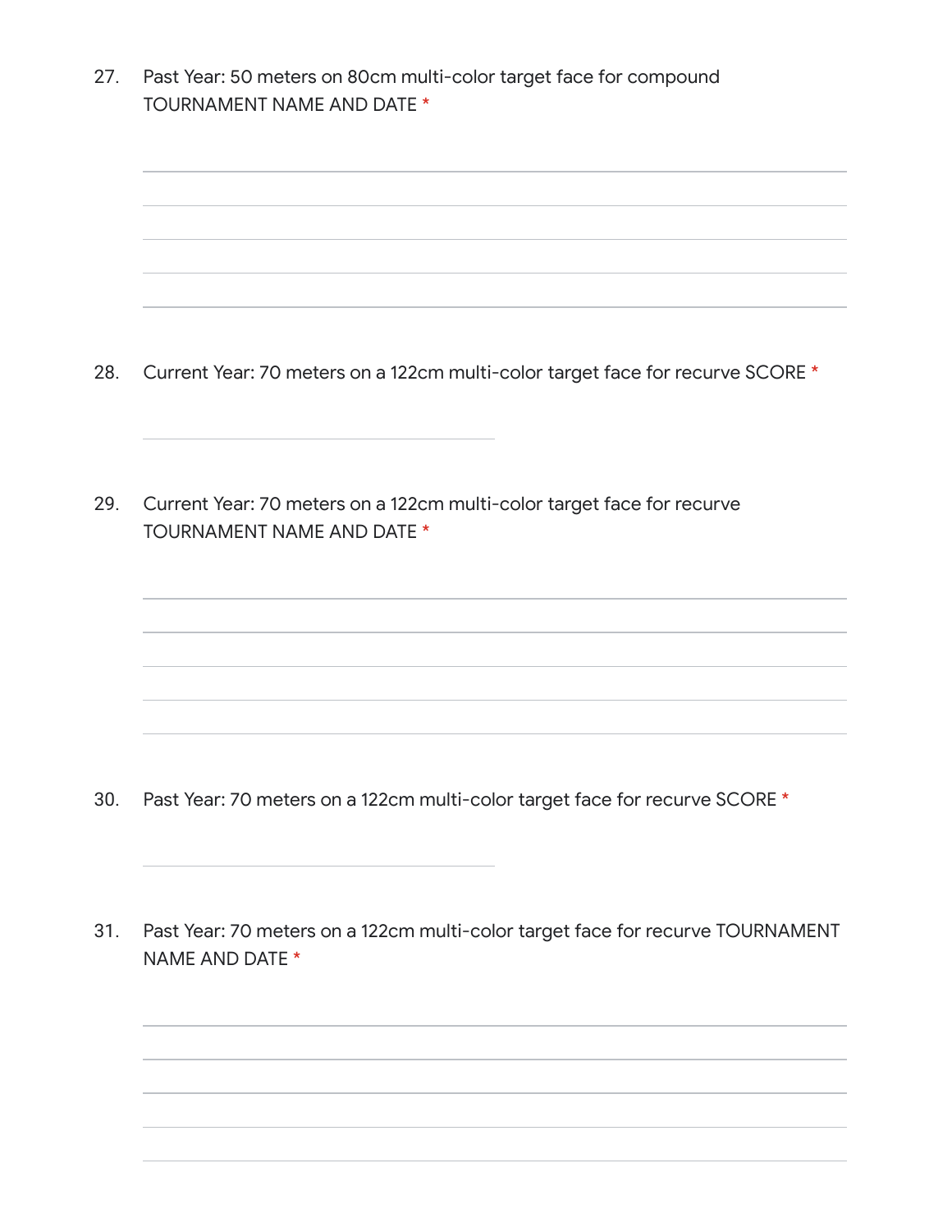27. Past Year: 50 meters on 80cm multi-color target face for compound TOURNAMENT NAME AND DATE *

______________________________________________________________________

______________________________________________________________________

______________________________________________________________________

______________________________________________________________________

______________________________________________________________________

28. Current Year: 70 meters on a 122cm multi-color target face for recurve SCORE *

______________________________

29. Current Year: 70 meters on a 122cm multi-color target face for recurve TOURNAMENT NAME AND DATE *

______________________________________________________________________

______________________________________________________________________

______________________________________________________________________

______________________________________________________________________

______________________________________________________________________

30. Past Year: 70 meters on a 122cm multi-color target face for recurve SCORE *

______________________________

31. Past Year: 70 meters on a 122cm multi-color target face for recurve TOURNAMENT NAME AND DATE *

______________________________________________________________________

______________________________________________________________________

______________________________________________________________________

______________________________________________________________________

______________________________________________________________________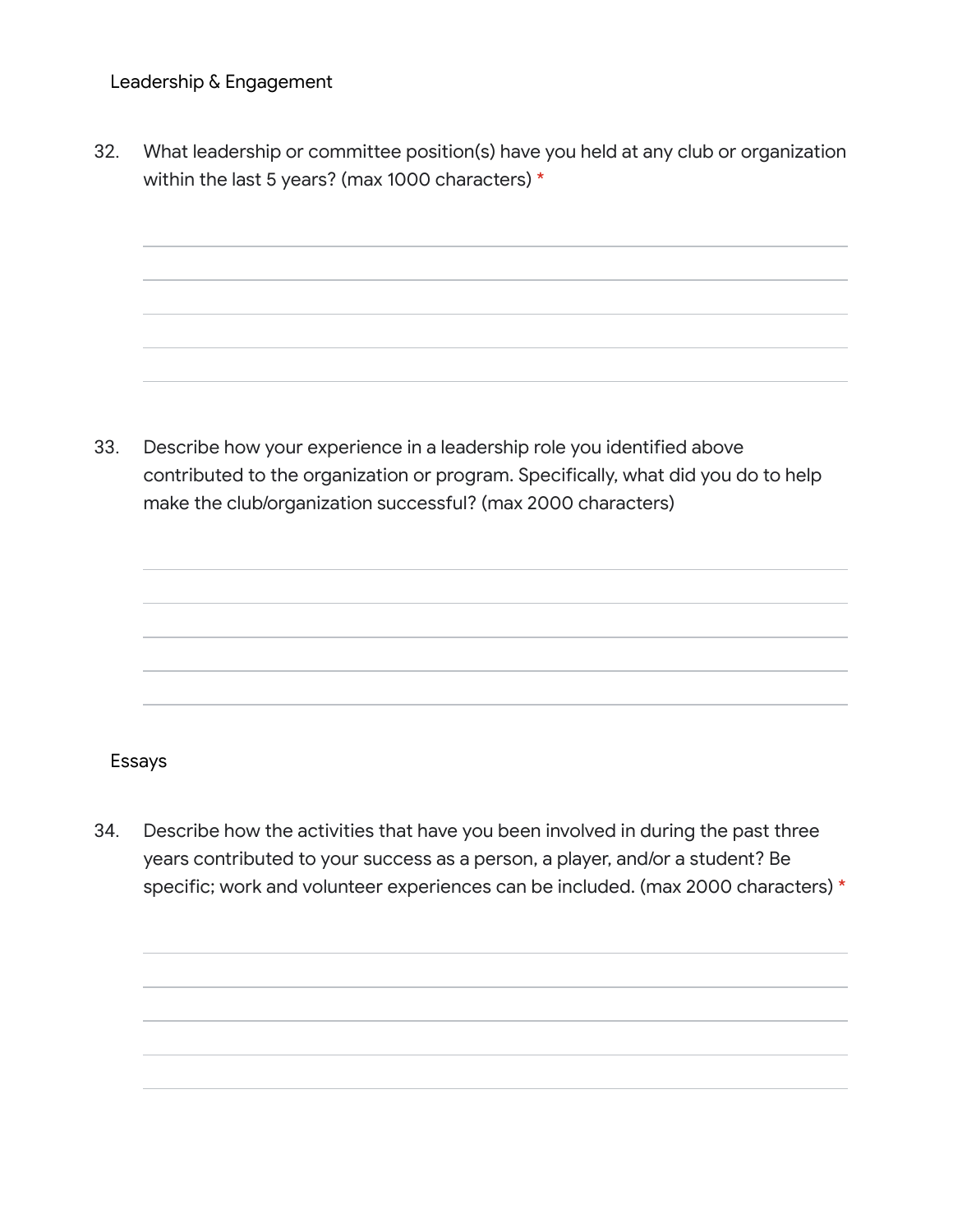## Leadership & Engagement

32. What leadership or committee position(s) have you held at any club or organization within the last 5 years? (max 1000 characters) *

33. Describe how your experience in a leadership role you identified above contributed to the organization or program. Specifically, what did you do to help make the club/organization successful? (max 2000 characters)

## Essays

34. Describe how the activities that have you been involved in during the past three years contributed to your success as a person, a player, and/or a student? Be specific; work and volunteer experiences can be included. (max 2000 characters) *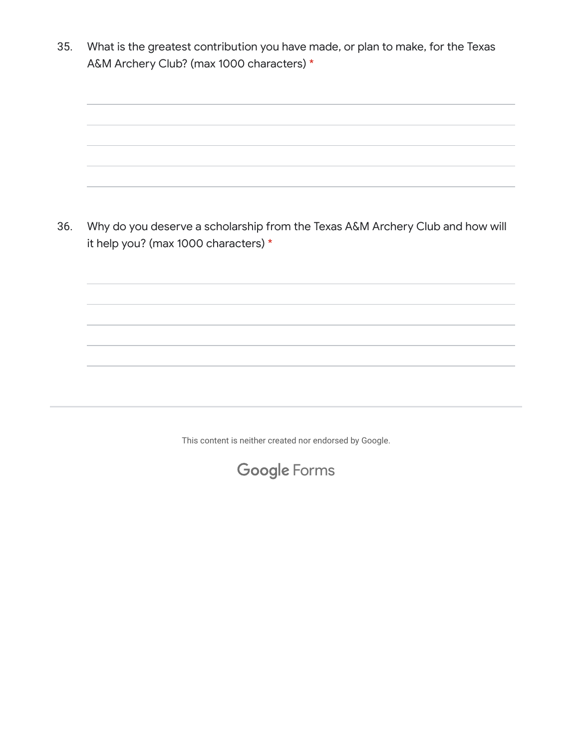35. What is the greatest contribution you have made, or plan to make, for the Texas A&M Archery Club? (max 1000 characters) *

36. Why do you deserve a scholarship from the Texas A&M Archery Club and how will it help you? (max 1000 characters) *

This content is neither created nor endorsed by Google.

Google Forms